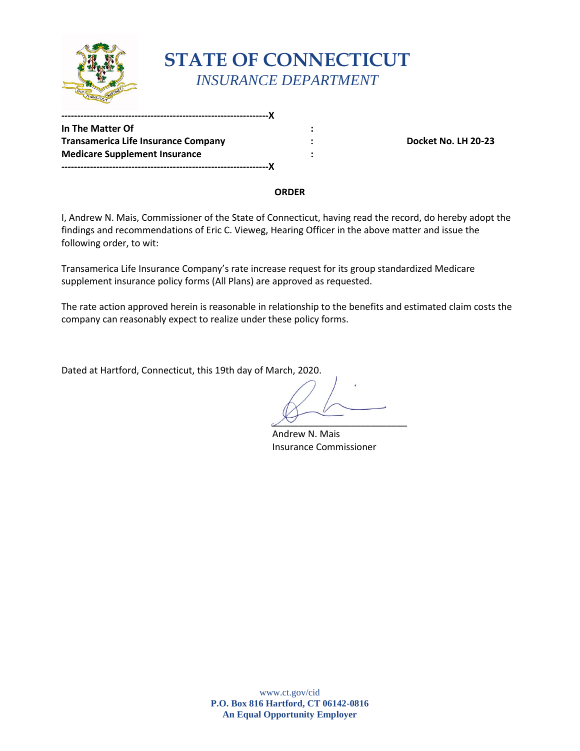# STATE OF CONNECTICUT
*INSURANCE DEPARTMENT*

---------------------------------------------------------------X
**In The Matter Of** :
**Transamerica Life Insurance Company** : **Docket No. LH 20-23**
**Medicare Supplement Insurance** :
---------------------------------------------------------------X

**ORDER**

I, Andrew N. Mais, Commissioner of the State of Connecticut, having read the record, do hereby adopt the findings and recommendations of Eric C. Vieweg, Hearing Officer in the above matter and issue the following order, to wit:

Transamerica Life Insurance Company's rate increase request for its group standardized Medicare supplement insurance policy forms (All Plans) are approved as requested.

The rate action approved herein is reasonable in relationship to the benefits and estimated claim costs the company can reasonably expect to realize under these policy forms.

Dated at Hartford, Connecticut, this 19th day of March, 2020.

Andrew N. Mais
Insurance Commissioner

www.ct.gov/cid
**P.O. Box 816 Hartford, CT 06142-0816**
**An Equal Opportunity Employer**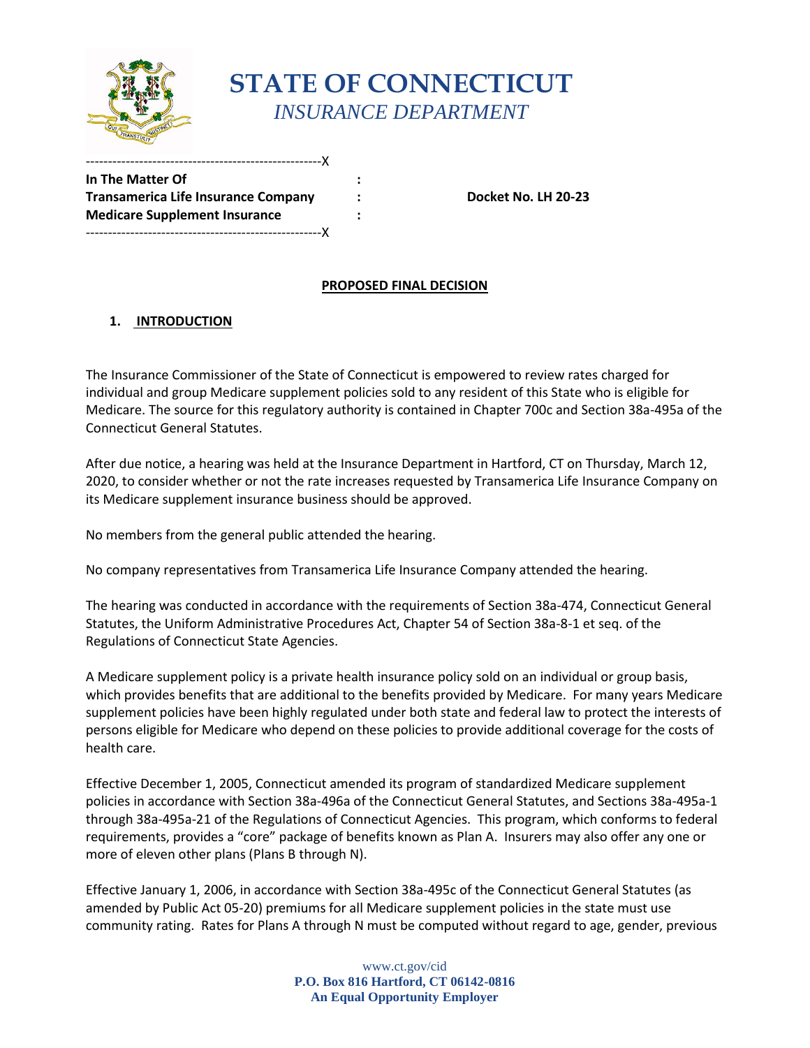**STATE OF CONNECTICUT**

*INSURANCE DEPARTMENT*

| | | |
|---|---|---|
| **In The Matter Of** | **:** | |
| **Transamerica Life Insurance Company** | **:** | **Docket No. LH 20-23** |
| **Medicare Supplement Insurance** | **:** | |

**PROPOSED FINAL DECISION**

## 1. INTRODUCTION

The Insurance Commissioner of the State of Connecticut is empowered to review rates charged for individual and group Medicare supplement policies sold to any resident of this State who is eligible for Medicare. The source for this regulatory authority is contained in Chapter 700c and Section 38a-495a of the Connecticut General Statutes.

After due notice, a hearing was held at the Insurance Department in Hartford, CT on Thursday, March 12, 2020, to consider whether or not the rate increases requested by Transamerica Life Insurance Company on its Medicare supplement insurance business should be approved.

No members from the general public attended the hearing.

No company representatives from Transamerica Life Insurance Company attended the hearing.

The hearing was conducted in accordance with the requirements of Section 38a-474, Connecticut General Statutes, the Uniform Administrative Procedures Act, Chapter 54 of Section 38a-8-1 et seq. of the Regulations of Connecticut State Agencies.

A Medicare supplement policy is a private health insurance policy sold on an individual or group basis, which provides benefits that are additional to the benefits provided by Medicare. For many years Medicare supplement policies have been highly regulated under both state and federal law to protect the interests of persons eligible for Medicare who depend on these policies to provide additional coverage for the costs of health care.

Effective December 1, 2005, Connecticut amended its program of standardized Medicare supplement policies in accordance with Section 38a-496a of the Connecticut General Statutes, and Sections 38a-495a-1 through 38a-495a-21 of the Regulations of Connecticut Agencies. This program, which conforms to federal requirements, provides a "core" package of benefits known as Plan A. Insurers may also offer any one or more of eleven other plans (Plans B through N).

Effective January 1, 2006, in accordance with Section 38a-495c of the Connecticut General Statutes (as amended by Public Act 05-20) premiums for all Medicare supplement policies in the state must use community rating. Rates for Plans A through N must be computed without regard to age, gender, previous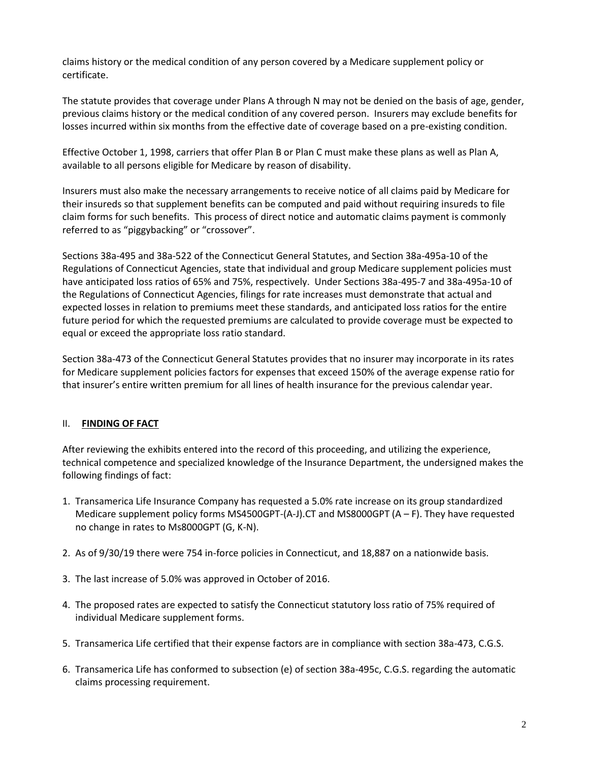claims history or the medical condition of any person covered by a Medicare supplement policy or certificate.

The statute provides that coverage under Plans A through N may not be denied on the basis of age, gender, previous claims history or the medical condition of any covered person. Insurers may exclude benefits for losses incurred within six months from the effective date of coverage based on a pre-existing condition.

Effective October 1, 1998, carriers that offer Plan B or Plan C must make these plans as well as Plan A, available to all persons eligible for Medicare by reason of disability.

Insurers must also make the necessary arrangements to receive notice of all claims paid by Medicare for their insureds so that supplement benefits can be computed and paid without requiring insureds to file claim forms for such benefits. This process of direct notice and automatic claims payment is commonly referred to as "piggybacking" or "crossover".

Sections 38a-495 and 38a-522 of the Connecticut General Statutes, and Section 38a-495a-10 of the Regulations of Connecticut Agencies, state that individual and group Medicare supplement policies must have anticipated loss ratios of 65% and 75%, respectively. Under Sections 38a-495-7 and 38a-495a-10 of the Regulations of Connecticut Agencies, filings for rate increases must demonstrate that actual and expected losses in relation to premiums meet these standards, and anticipated loss ratios for the entire future period for which the requested premiums are calculated to provide coverage must be expected to equal or exceed the appropriate loss ratio standard.

Section 38a-473 of the Connecticut General Statutes provides that no insurer may incorporate in its rates for Medicare supplement policies factors for expenses that exceed 150% of the average expense ratio for that insurer's entire written premium for all lines of health insurance for the previous calendar year.

## II. **FINDING OF FACT**

After reviewing the exhibits entered into the record of this proceeding, and utilizing the experience, technical competence and specialized knowledge of the Insurance Department, the undersigned makes the following findings of fact:

1. Transamerica Life Insurance Company has requested a 5.0% rate increase on its group standardized Medicare supplement policy forms MS4500GPT-(A-J).CT and MS8000GPT (A – F). They have requested no change in rates to Ms8000GPT (G, K-N).
2. As of 9/30/19 there were 754 in-force policies in Connecticut, and 18,887 on a nationwide basis.
3. The last increase of 5.0% was approved in October of 2016.
4. The proposed rates are expected to satisfy the Connecticut statutory loss ratio of 75% required of individual Medicare supplement forms.
5. Transamerica Life certified that their expense factors are in compliance with section 38a-473, C.G.S.
6. Transamerica Life has conformed to subsection (e) of section 38a-495c, C.G.S. regarding the automatic claims processing requirement.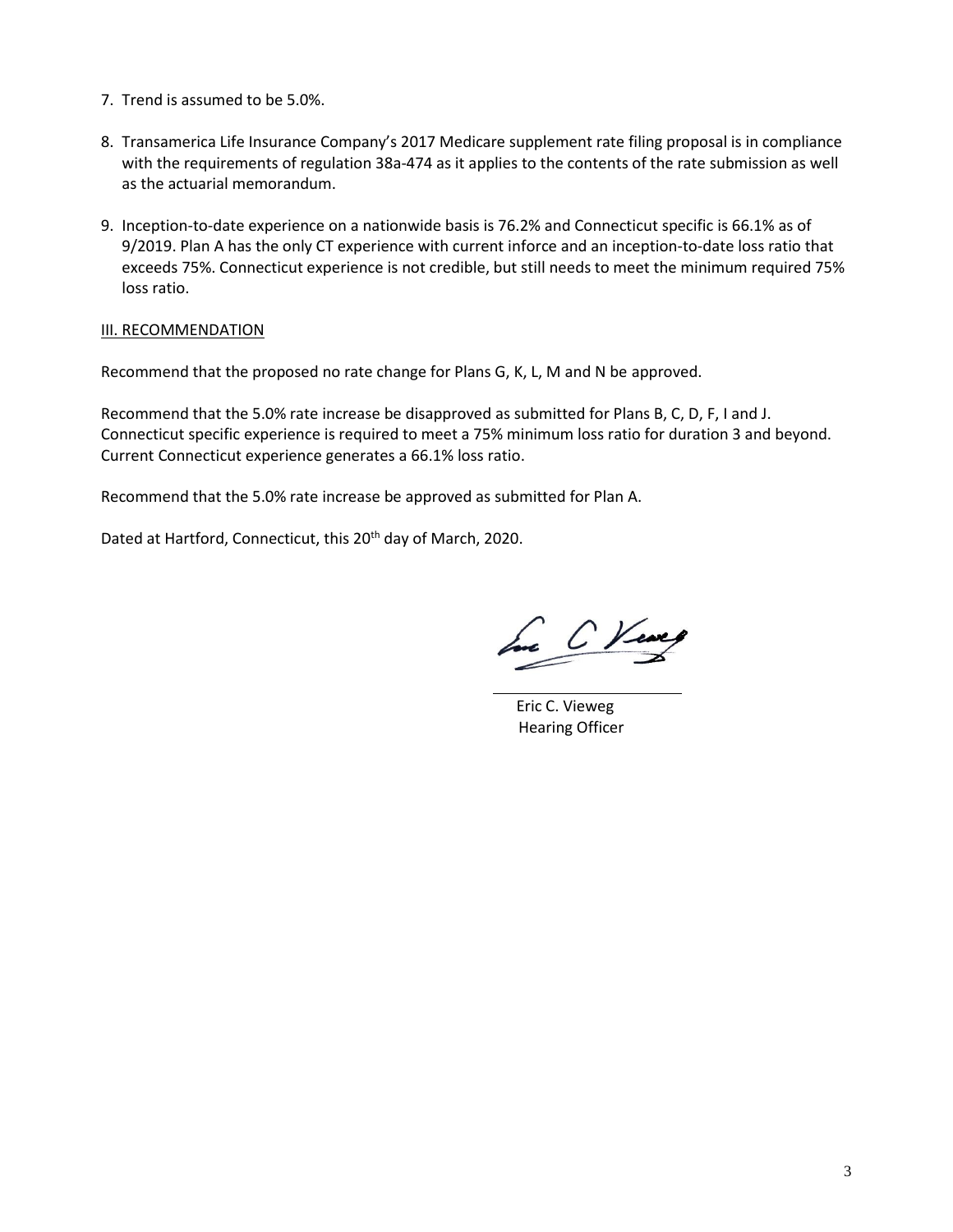7. Trend is assumed to be 5.0%.

8. Transamerica Life Insurance Company's 2017 Medicare supplement rate filing proposal is in compliance with the requirements of regulation 38a-474 as it applies to the contents of the rate submission as well as the actuarial memorandum.

9. Inception-to-date experience on a nationwide basis is 76.2% and Connecticut specific is 66.1% as of 9/2019. Plan A has the only CT experience with current inforce and an inception-to-date loss ratio that exceeds 75%. Connecticut experience is not credible, but still needs to meet the minimum required 75% loss ratio.

## III. RECOMMENDATION

Recommend that the proposed no rate change for Plans G, K, L, M and N be approved.

Recommend that the 5.0% rate increase be disapproved as submitted for Plans B, C, D, F, I and J. Connecticut specific experience is required to meet a 75% minimum loss ratio for duration 3 and beyond. Current Connecticut experience generates a 66.1% loss ratio.

Recommend that the 5.0% rate increase be approved as submitted for Plan A.

Dated at Hartford, Connecticut, this 20th day of March, 2020.

Eric C. Vieweg
Hearing Officer